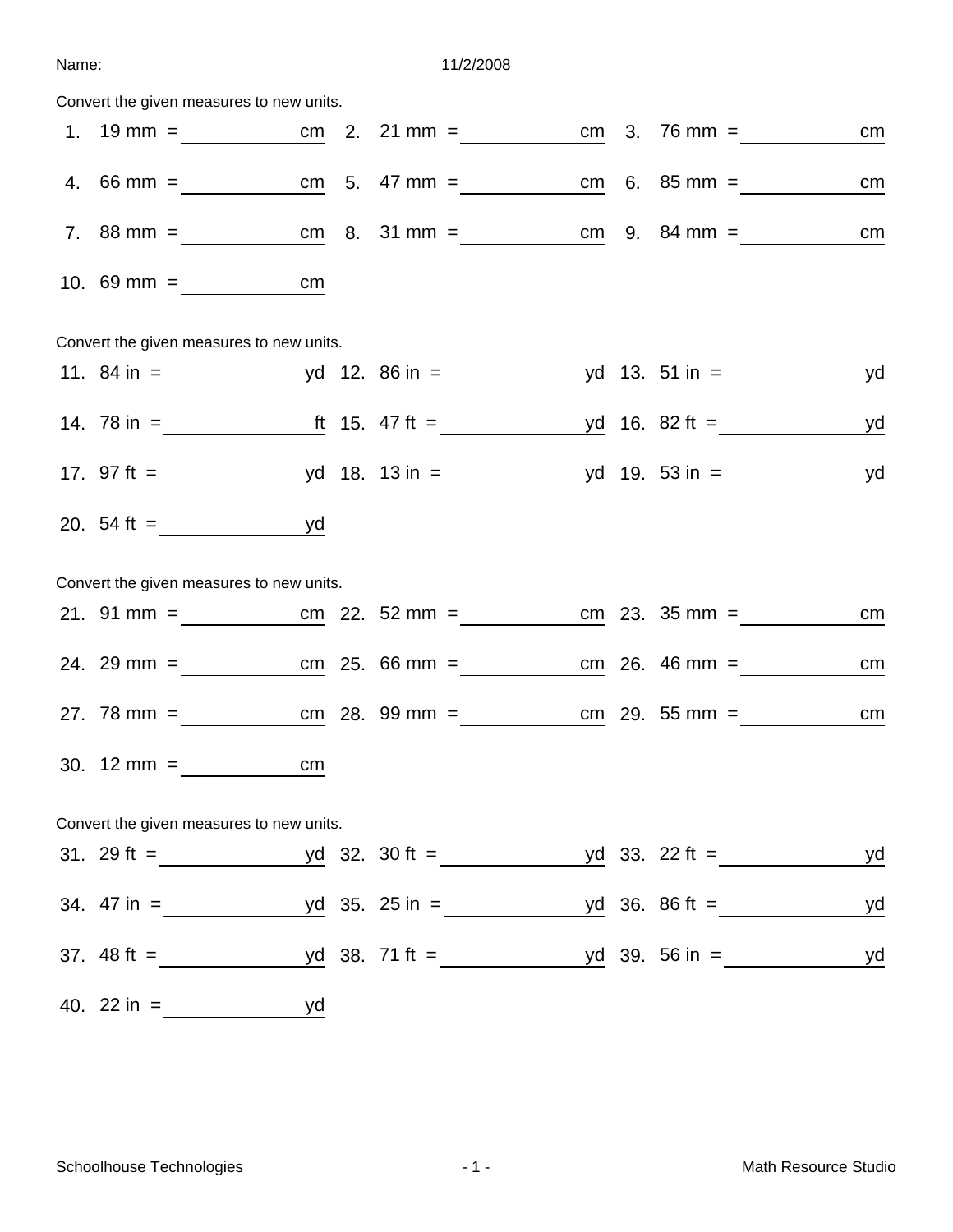Name: 11/2/2008

Convert the given measures to new units.

1. 19 mm = ________ cm
2. 21 mm = ________ cm
3. 76 mm = ________ cm
4. 66 mm = ________ cm
5. 47 mm = ________ cm
6. 85 mm = ________ cm
7. 88 mm = ________ cm
8. 31 mm = ________ cm
9. 84 mm = ________ cm
10. 69 mm = ________ cm

Convert the given measures to new units.

11. 84 in = ________ yd
12. 86 in = ________ yd
13. 51 in = ________ yd
14. 78 in = ________ ft
15. 47 ft = ________ yd
16. 82 ft = ________ yd
17. 97 ft = ________ yd
18. 13 in = ________ yd
19. 53 in = ________ yd
20. 54 ft = ________ yd

Convert the given measures to new units.

21. 91 mm = ________ cm
22. 52 mm = ________ cm
23. 35 mm = ________ cm
24. 29 mm = ________ cm
25. 66 mm = ________ cm
26. 46 mm = ________ cm
27. 78 mm = ________ cm
28. 99 mm = ________ cm
29. 55 mm = ________ cm
30. 12 mm = ________ cm

Convert the given measures to new units.

31. 29 ft = ________ yd
32. 30 ft = ________ yd
33. 22 ft = ________ yd
34. 47 in = ________ yd
35. 25 in = ________ yd
36. 86 ft = ________ yd
37. 48 ft = ________ yd
38. 71 ft = ________ yd
39. 56 in = ________ yd
40. 22 in = ________ yd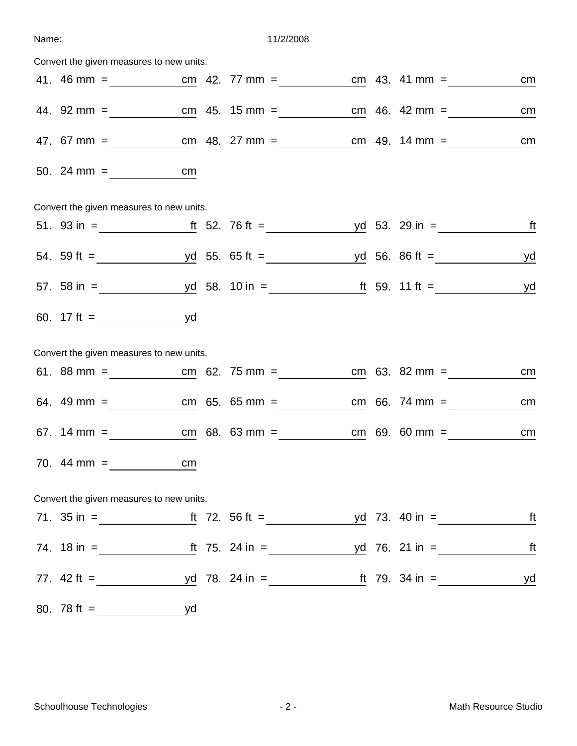Name: 11/2/2008

Convert the given measures to new units.

41. 46 mm = ________ cm
42. 77 mm = ________ cm
43. 41 mm = ________ cm
44. 92 mm = ________ cm
45. 15 mm = ________ cm
46. 42 mm = ________ cm
47. 67 mm = ________ cm
48. 27 mm = ________ cm
49. 14 mm = ________ cm
50. 24 mm = ________ cm

Convert the given measures to new units.

51. 93 in = ________ ft
52. 76 ft = ________ yd
53. 29 in = ________ ft
54. 59 ft = ________ yd
55. 65 ft = ________ yd
56. 86 ft = ________ yd
57. 58 in = ________ yd
58. 10 in = ________ ft
59. 11 ft = ________ yd
60. 17 ft = ________ yd

Convert the given measures to new units.

61. 88 mm = ________ cm
62. 75 mm = ________ cm
63. 82 mm = ________ cm
64. 49 mm = ________ cm
65. 65 mm = ________ cm
66. 74 mm = ________ cm
67. 14 mm = ________ cm
68. 63 mm = ________ cm
69. 60 mm = ________ cm
70. 44 mm = ________ cm

Convert the given measures to new units.

71. 35 in = ________ ft
72. 56 ft = ________ yd
73. 40 in = ________ ft
74. 18 in = ________ ft
75. 24 in = ________ yd
76. 21 in = ________ ft
77. 42 ft = ________ yd
78. 24 in = ________ ft
79. 34 in = ________ yd
80. 78 ft = ________ yd